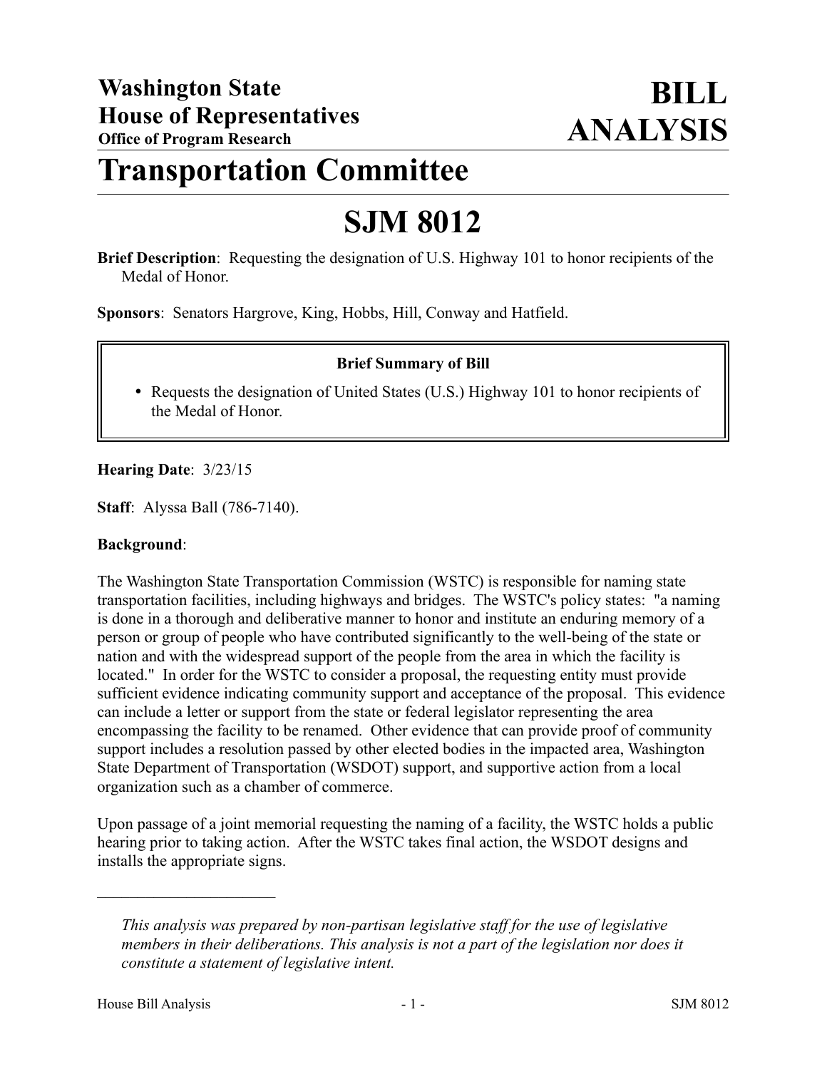**Washington State House of Representatives**
**Office of Program Research**

# BILL ANALYSIS

# Transportation Committee

# SJM 8012

**Brief Description**: Requesting the designation of U.S. Highway 101 to honor recipients of the Medal of Honor.

**Sponsors**: Senators Hargrove, King, Hobbs, Hill, Conway and Hatfield.

**Brief Summary of Bill**

- Requests the designation of United States (U.S.) Highway 101 to honor recipients of the Medal of Honor.

**Hearing Date**: 3/23/15

**Staff**: Alyssa Ball (786-7140).

**Background**:

The Washington State Transportation Commission (WSTC) is responsible for naming state transportation facilities, including highways and bridges. The WSTC's policy states: "a naming is done in a thorough and deliberative manner to honor and institute an enduring memory of a person or group of people who have contributed significantly to the well-being of the state or nation and with the widespread support of the people from the area in which the facility is located." In order for the WSTC to consider a proposal, the requesting entity must provide sufficient evidence indicating community support and acceptance of the proposal. This evidence can include a letter or support from the state or federal legislator representing the area encompassing the facility to be renamed. Other evidence that can provide proof of community support includes a resolution passed by other elected bodies in the impacted area, Washington State Department of Transportation (WSDOT) support, and supportive action from a local organization such as a chamber of commerce.

Upon passage of a joint memorial requesting the naming of a facility, the WSTC holds a public hearing prior to taking action. After the WSTC takes final action, the WSDOT designs and installs the appropriate signs.

---

*This analysis was prepared by non-partisan legislative staff for the use of legislative members in their deliberations. This analysis is not a part of the legislation nor does it constitute a statement of legislative intent.*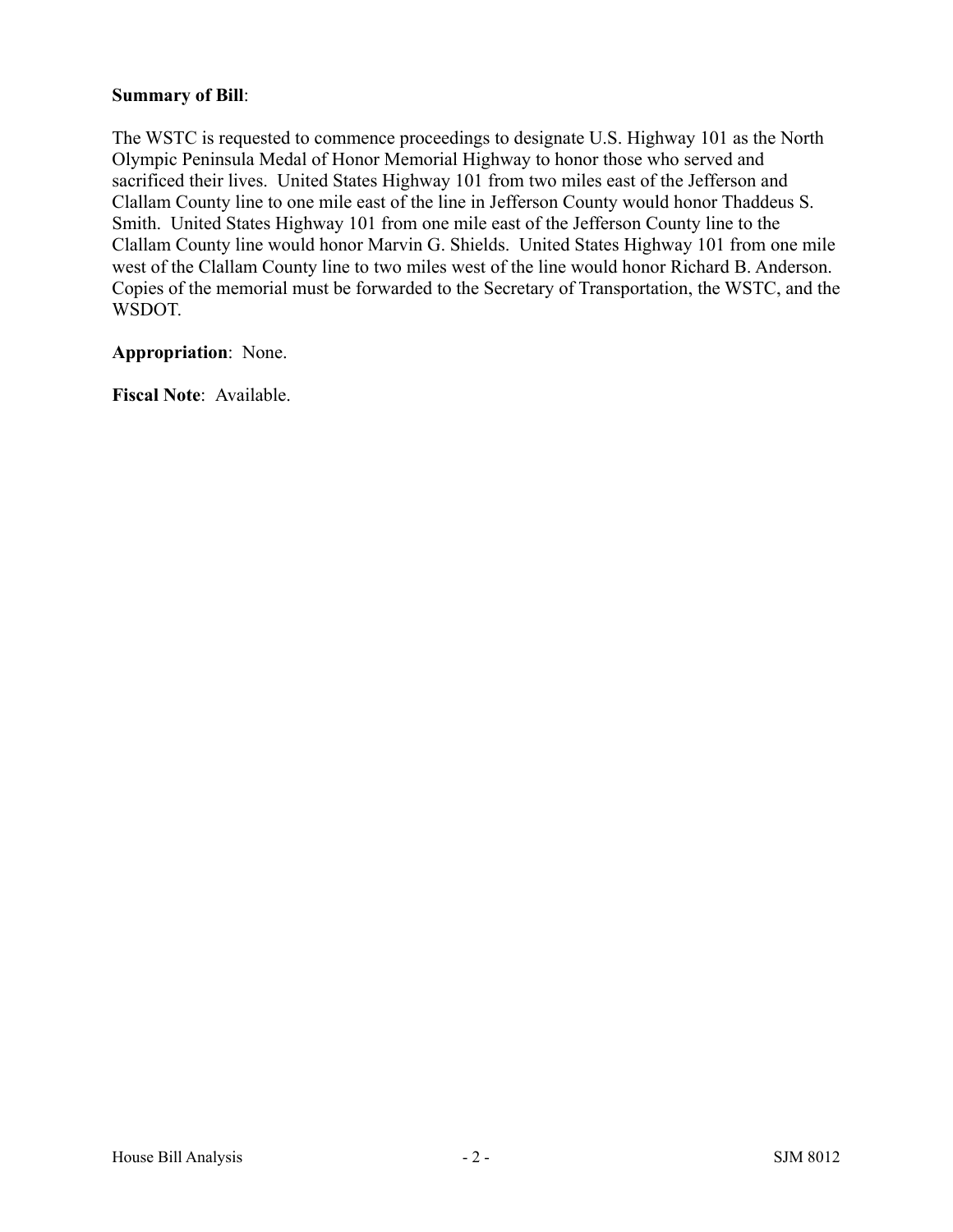**Summary of Bill**:

The WSTC is requested to commence proceedings to designate U.S. Highway 101 as the North Olympic Peninsula Medal of Honor Memorial Highway to honor those who served and sacrificed their lives. United States Highway 101 from two miles east of the Jefferson and Clallam County line to one mile east of the line in Jefferson County would honor Thaddeus S. Smith. United States Highway 101 from one mile east of the Jefferson County line to the Clallam County line would honor Marvin G. Shields. United States Highway 101 from one mile west of the Clallam County line to two miles west of the line would honor Richard B. Anderson. Copies of the memorial must be forwarded to the Secretary of Transportation, the WSTC, and the WSDOT.

**Appropriation**: None.

**Fiscal Note**: Available.